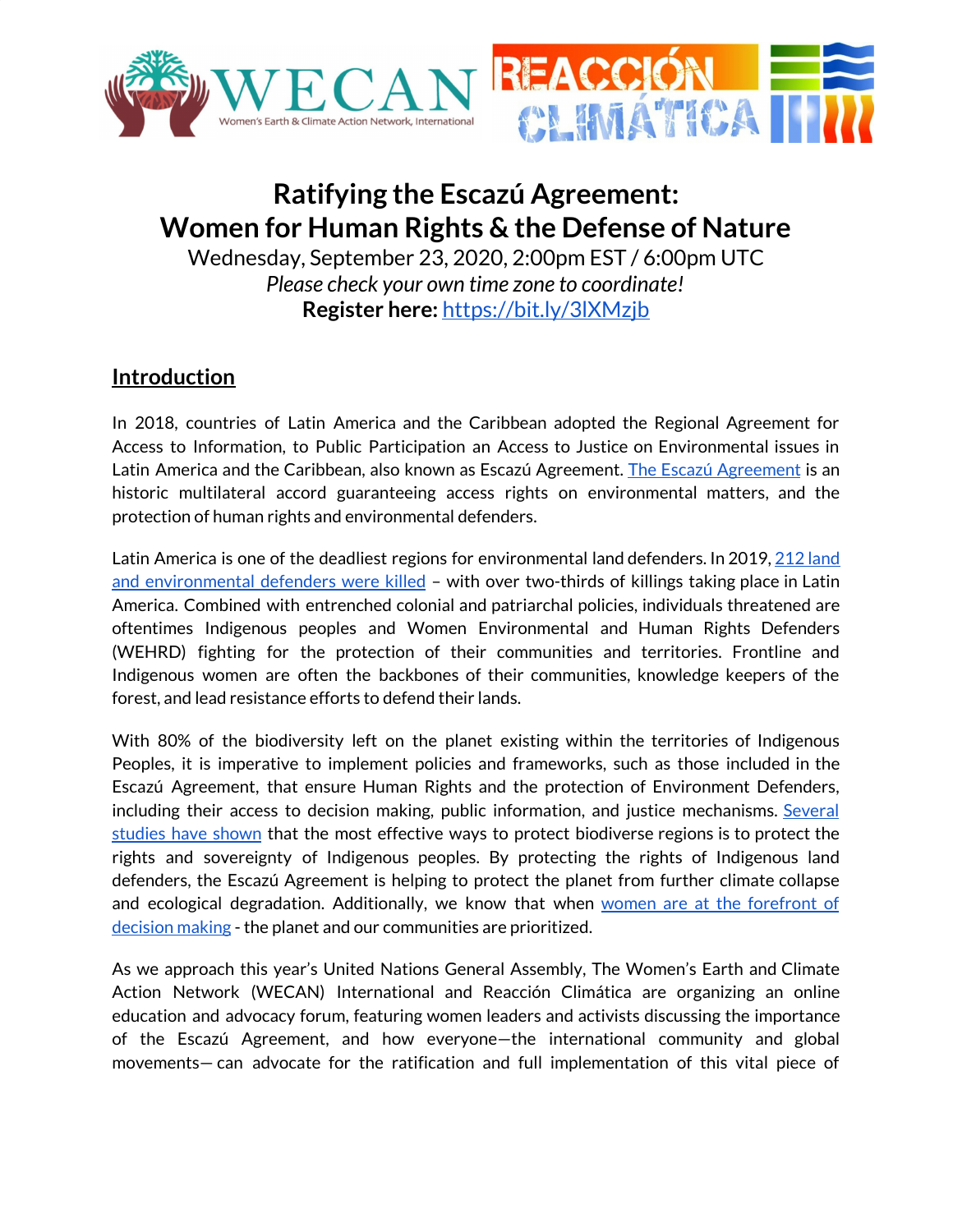# Ratifying the Escazú Agreement: Women for Human Rights & the Defense of Nature

Wednesday, September 23, 2020, 2:00pm EST / 6:00pm UTC

*Please check your own time zone to coordinate!*

**Register here:** [https://bit.ly/3lXMzjb](https://bit.ly/3lXMzjb)

## Introduction

In 2018, countries of Latin America and the Caribbean adopted the Regional Agreement for Access to Information, to Public Participation an Access to Justice on Environmental issues in Latin America and the Caribbean, also known as Escazú Agreement. [The Escazú Agreement]() is an historic multilateral accord guaranteeing access rights on environmental matters, and the protection of human rights and environmental defenders.

Latin America is one of the deadliest regions for environmental land defenders. In 2019, [212 land and environmental defenders were killed]() – with over two-thirds of killings taking place in Latin America. Combined with entrenched colonial and patriarchal policies, individuals threatened are oftentimes Indigenous peoples and Women Environmental and Human Rights Defenders (WEHRD) fighting for the protection of their communities and territories. Frontline and Indigenous women are often the backbones of their communities, knowledge keepers of the forest, and lead resistance efforts to defend their lands.

With 80% of the biodiversity left on the planet existing within the territories of Indigenous Peoples, it is imperative to implement policies and frameworks, such as those included in the Escazú Agreement, that ensure Human Rights and the protection of Environment Defenders, including their access to decision making, public information, and justice mechanisms. [Several studies have shown]() that the most effective ways to protect biodiverse regions is to protect the rights and sovereignty of Indigenous peoples. By protecting the rights of Indigenous land defenders, the Escazú Agreement is helping to protect the planet from further climate collapse and ecological degradation. Additionally, we know that when [women are at the forefront of decision making]() - the planet and our communities are prioritized.

As we approach this year's United Nations General Assembly, The Women's Earth and Climate Action Network (WECAN) International and Reacción Climática are organizing an online education and advocacy forum, featuring women leaders and activists discussing the importance of the Escazú Agreement, and how everyone—the international community and global movements— can advocate for the ratification and full implementation of this vital piece of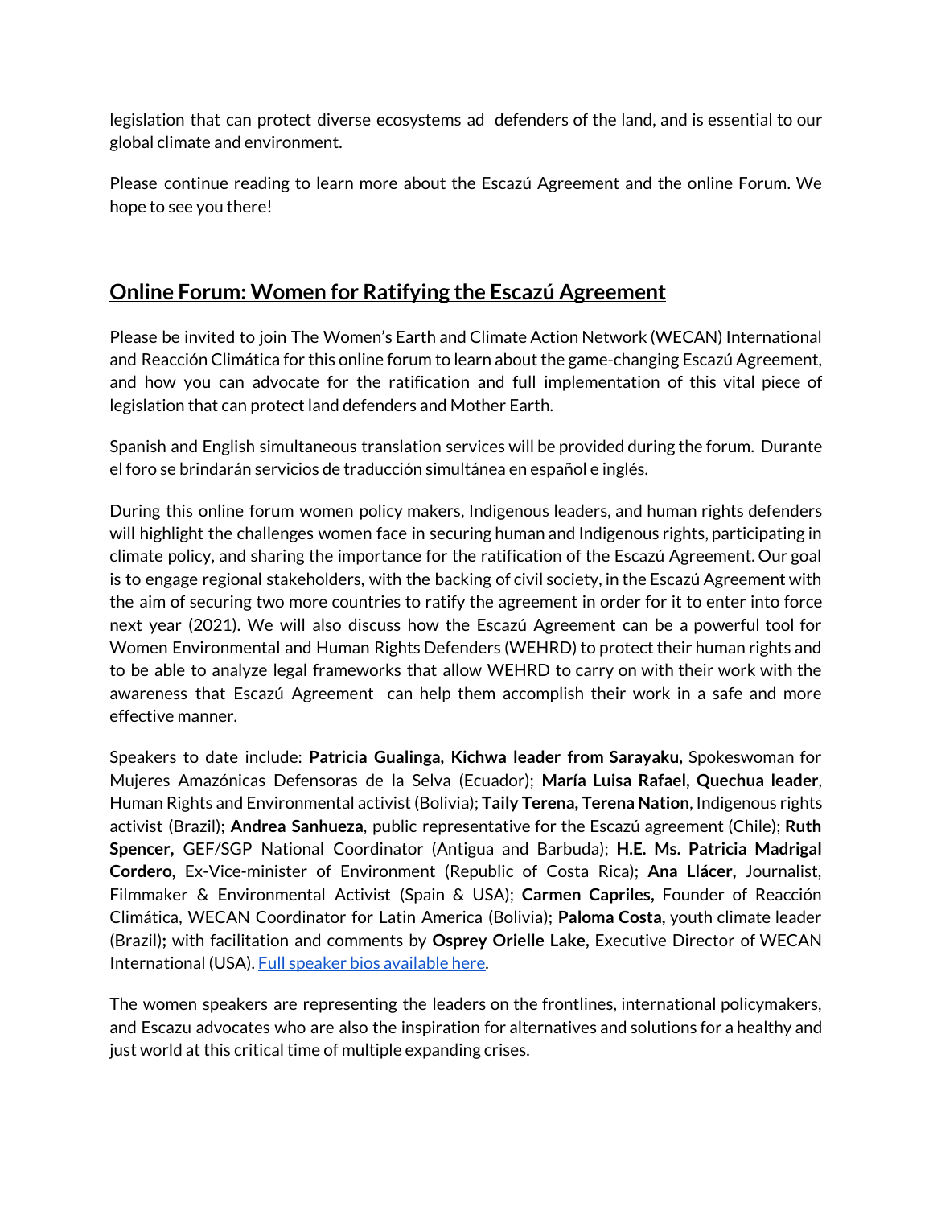legislation that can protect diverse ecosystems ad defenders of the land, and is essential to our global climate and environment.

Please continue reading to learn more about the Escazú Agreement and the online Forum. We hope to see you there!

## Online Forum: Women for Ratifying the Escazú Agreement

Please be invited to join The Women's Earth and Climate Action Network (WECAN) International and Reacción Climática for this online forum to learn about the game-changing Escazú Agreement, and how you can advocate for the ratification and full implementation of this vital piece of legislation that can protect land defenders and Mother Earth.

Spanish and English simultaneous translation services will be provided during the forum. Durante el foro se brindarán servicios de traducción simultánea en español e inglés.

During this online forum women policy makers, Indigenous leaders, and human rights defenders will highlight the challenges women face in securing human and Indigenous rights, participating in climate policy, and sharing the importance for the ratification of the Escazú Agreement. Our goal is to engage regional stakeholders, with the backing of civil society, in the Escazú Agreement with the aim of securing two more countries to ratify the agreement in order for it to enter into force next year (2021). We will also discuss how the Escazú Agreement can be a powerful tool for Women Environmental and Human Rights Defenders (WEHRD) to protect their human rights and to be able to analyze legal frameworks that allow WEHRD to carry on with their work with the awareness that Escazú Agreement can help them accomplish their work in a safe and more effective manner.

Speakers to date include: **Patricia Gualinga, Kichwa leader from Sarayaku,** Spokeswoman for Mujeres Amazónicas Defensoras de la Selva (Ecuador); **María Luisa Rafael, Quechua leader**, Human Rights and Environmental activist (Bolivia); **Taily Terena, Terena Nation**, Indigenous rights activist (Brazil); **Andrea Sanhueza**, public representative for the Escazú agreement (Chile); **Ruth Spencer,** GEF/SGP National Coordinator (Antigua and Barbuda); **H.E. Ms. Patricia Madrigal Cordero,** Ex-Vice-minister of Environment (Republic of Costa Rica); **Ana Llácer,** Journalist, Filmmaker & Environmental Activist (Spain & USA); **Carmen Capriles,** Founder of Reacción Climática, WECAN Coordinator for Latin America (Bolivia); **Paloma Costa,** youth climate leader (Brazil)**;** with facilitation and comments by **Osprey Orielle Lake,** Executive Director of WECAN International (USA). Full speaker bios available here.

The women speakers are representing the leaders on the frontlines, international policymakers, and Escazu advocates who are also the inspiration for alternatives and solutions for a healthy and just world at this critical time of multiple expanding crises.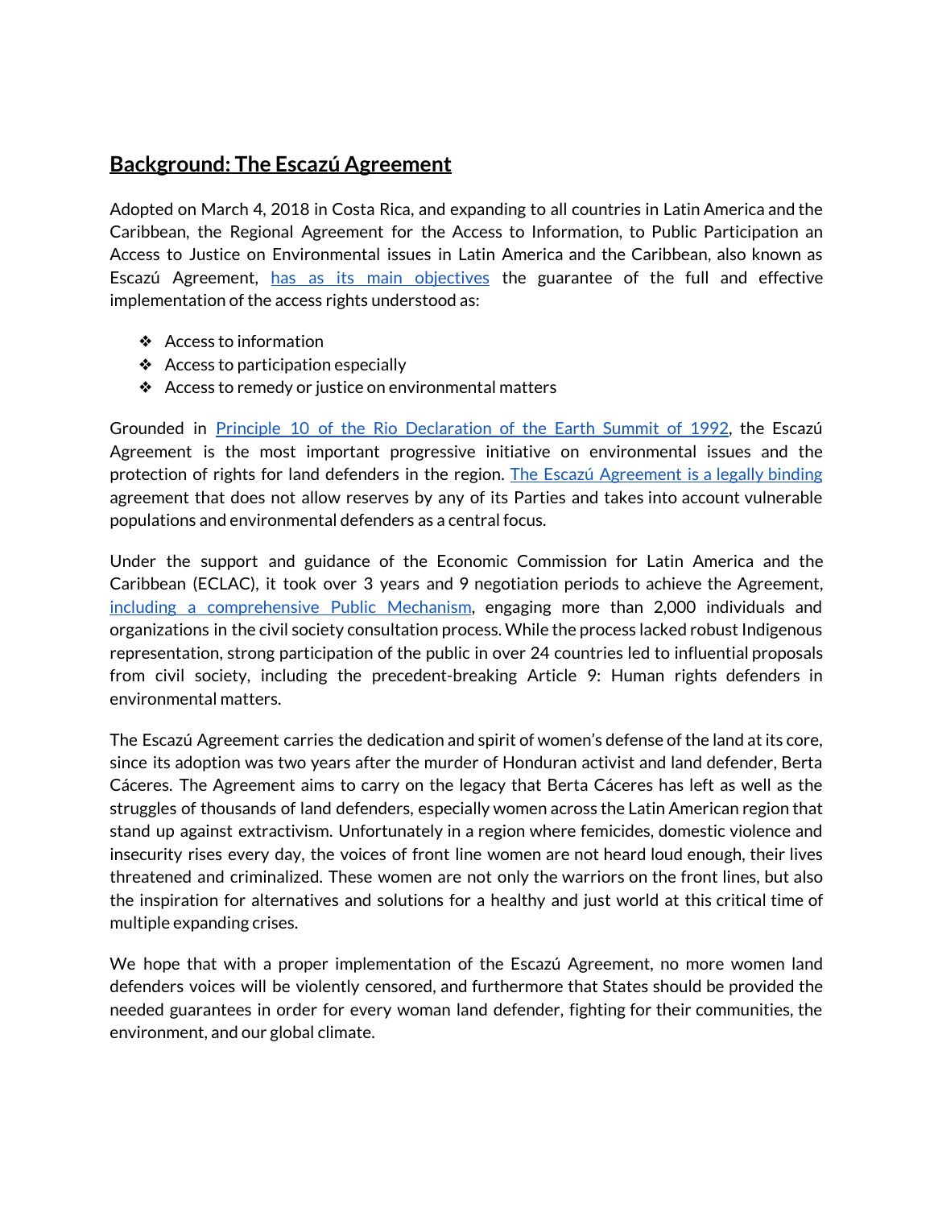## **Background: The Escazú Agreement**

Adopted on March 4, 2018 in Costa Rica, and expanding to all countries in Latin America and the Caribbean, the Regional Agreement for the Access to Information, to Public Participation an Access to Justice on Environmental issues in Latin America and the Caribbean, also known as Escazú Agreement, has as its main objectives the guarantee of the full and effective implementation of the access rights understood as:

- Access to information
- Access to participation especially
- Access to remedy or justice on environmental matters

Grounded in Principle 10 of the Rio Declaration of the Earth Summit of 1992, the Escazú Agreement is the most important progressive initiative on environmental issues and the protection of rights for land defenders in the region. The Escazú Agreement is a legally binding agreement that does not allow reserves by any of its Parties and takes into account vulnerable populations and environmental defenders as a central focus.

Under the support and guidance of the Economic Commission for Latin America and the Caribbean (ECLAC), it took over 3 years and 9 negotiation periods to achieve the Agreement, including a comprehensive Public Mechanism, engaging more than 2,000 individuals and organizations in the civil society consultation process. While the process lacked robust Indigenous representation, strong participation of the public in over 24 countries led to influential proposals from civil society, including the precedent-breaking Article 9: Human rights defenders in environmental matters.

The Escazú Agreement carries the dedication and spirit of women's defense of the land at its core, since its adoption was two years after the murder of Honduran activist and land defender, Berta Cáceres. The Agreement aims to carry on the legacy that Berta Cáceres has left as well as the struggles of thousands of land defenders, especially women across the Latin American region that stand up against extractivism. Unfortunately in a region where femicides, domestic violence and insecurity rises every day, the voices of front line women are not heard loud enough, their lives threatened and criminalized. These women are not only the warriors on the front lines, but also the inspiration for alternatives and solutions for a healthy and just world at this critical time of multiple expanding crises.

We hope that with a proper implementation of the Escazú Agreement, no more women land defenders voices will be violently censored, and furthermore that States should be provided the needed guarantees in order for every woman land defender, fighting for their communities, the environment, and our global climate.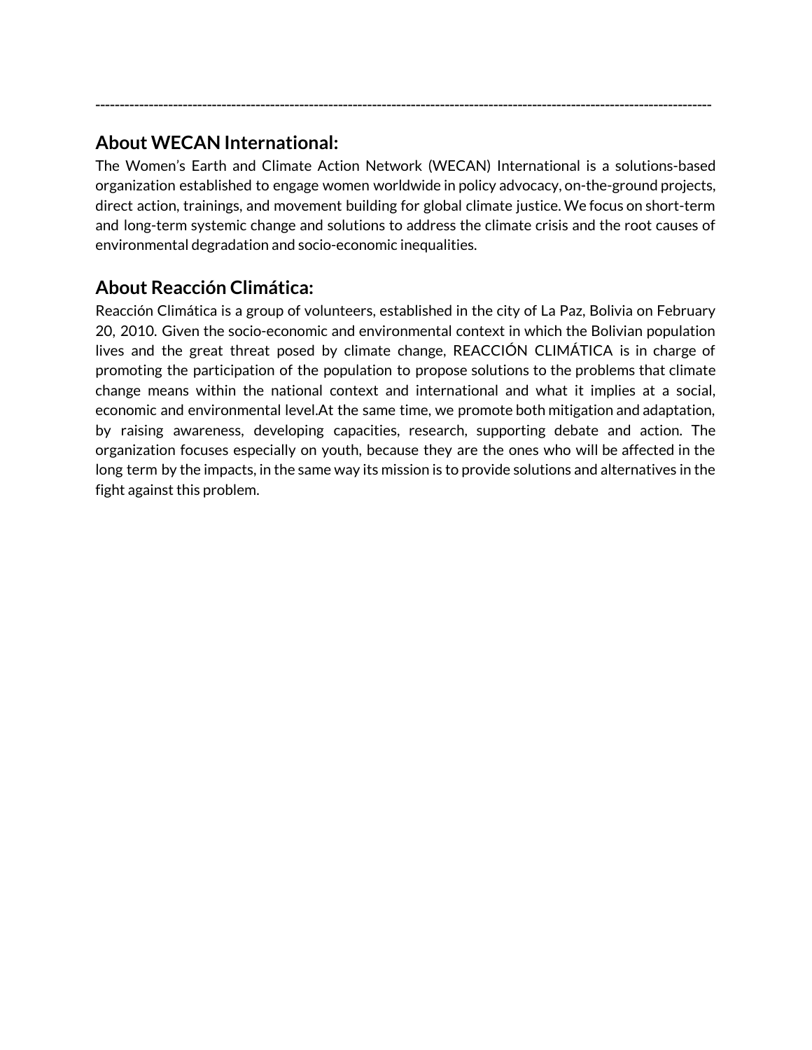--------------------------------------------------------------------------------------------------------------------------------

## About WECAN International:

The Women's Earth and Climate Action Network (WECAN) International is a solutions-based organization established to engage women worldwide in policy advocacy, on-the-ground projects, direct action, trainings, and movement building for global climate justice. We focus on short-term and long-term systemic change and solutions to address the climate crisis and the root causes of environmental degradation and socio-economic inequalities.

## About Reacción Climática:

Reacción Climática is a group of volunteers, established in the city of La Paz, Bolivia on February 20, 2010. Given the socio-economic and environmental context in which the Bolivian population lives and the great threat posed by climate change, REACCIÓN CLIMÁTICA is in charge of promoting the participation of the population to propose solutions to the problems that climate change means within the national context and international and what it implies at a social, economic and environmental level.At the same time, we promote both mitigation and adaptation, by raising awareness, developing capacities, research, supporting debate and action. The organization focuses especially on youth, because they are the ones who will be affected in the long term by the impacts, in the same way its mission is to provide solutions and alternatives in the fight against this problem.